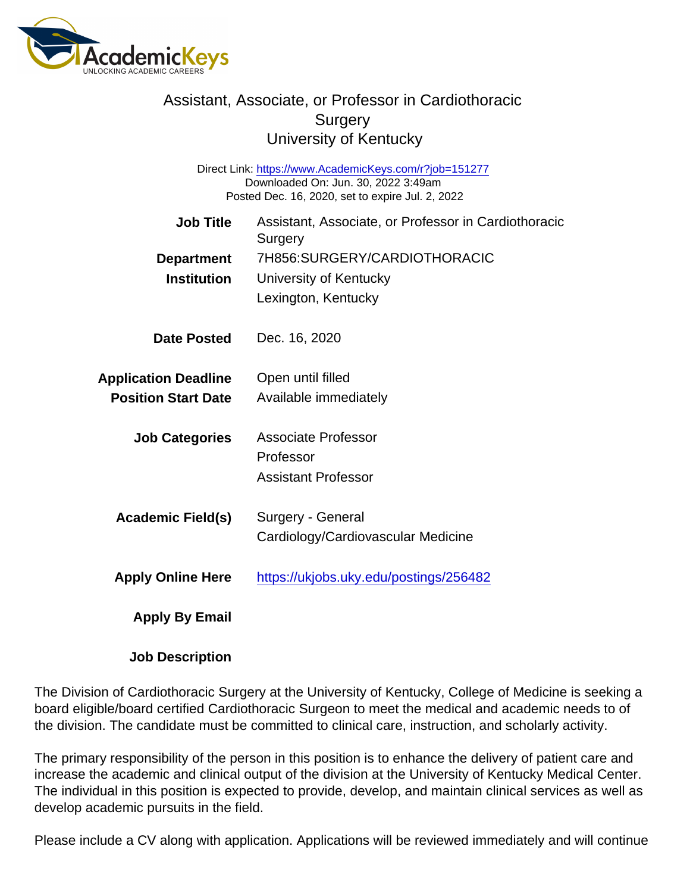# Assistant, Associate, or Professor in Cardiothoracic Surgery
## University of Kentucky

Direct Link: https://www.AcademicKeys.com/r?job=151277
Downloaded On: Jun. 30, 2022 3:49am
Posted Dec. 16, 2020, set to expire Jul. 2, 2022

| | |
|---|---|
| **Job Title** | Assistant, Associate, or Professor in Cardiothoracic Surgery |
| **Department** | 7H856:SURGERY/CARDIOTHORACIC |
| **Institution** | University of Kentucky<br>Lexington, Kentucky |
| **Date Posted** | Dec. 16, 2020 |
| **Application Deadline** | Open until filled |
| **Position Start Date** | Available immediately |
| **Job Categories** | Associate Professor<br>Professor<br>Assistant Professor |
| **Academic Field(s)** | Surgery - General<br>Cardiology/Cardiovascular Medicine |
| **Apply Online Here** | https://ukjobs.uky.edu/postings/256482 |
| **Apply By Email** | |

**Job Description**

The Division of Cardiothoracic Surgery at the University of Kentucky, College of Medicine is seeking a board eligible/board certified Cardiothoracic Surgeon to meet the medical and academic needs to of the division. The candidate must be committed to clinical care, instruction, and scholarly activity.

The primary responsibility of the person in this position is to enhance the delivery of patient care and increase the academic and clinical output of the division at the University of Kentucky Medical Center. The individual in this position is expected to provide, develop, and maintain clinical services as well as develop academic pursuits in the field.

Please include a CV along with application. Applications will be reviewed immediately and will continue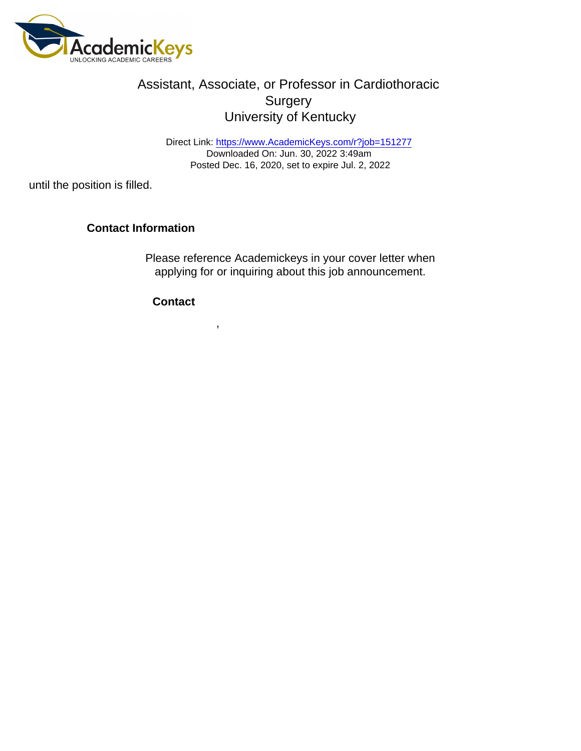until the position is filled.

### Contact Information

Please reference Academickeys in your cover letter when applying for or inquiring about this job announcement.

**Contact**

,